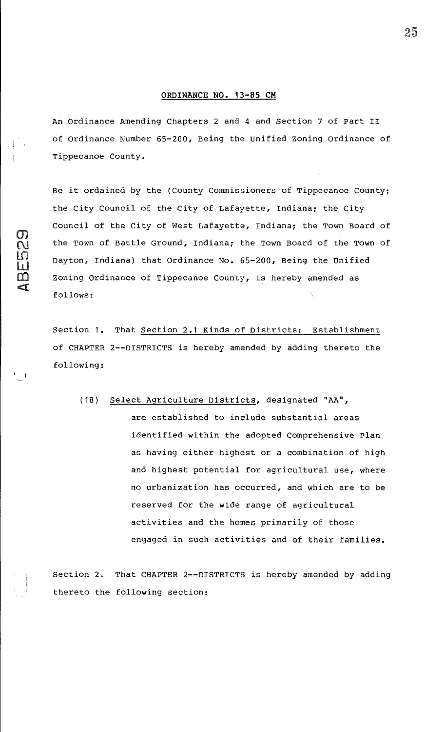## ORDINANCE NO. 13-85 CM

An Ordinance Amending Chapters 2 and 4 and Section 7 of Part II of Ordinance Number 65-200, Being the Unified Zoning Ordinance of Tippecanoe County.

Be it ordained by the (County Commissioners of Tippecanoe County; the City Council of the City of Lafayette, Indiana; the City Council of the City of West Lafayette, Indiana; the Town Board of the Town of Battle Ground, Indiana; the Town Board of the Town of Dayton, Indiana) that Ordinance No. 65-200, Being the Unified Zoning Ordinance of Tippecanoe County, is hereby amended as follows:

Section 1. That Section 2.1 Kinds of Districts: Establishment of CHAPTER 2--DISTRICTS is hereby amended by adding thereto the following:

> (18) Select Agriculture Districts, designated "AA", are established to include substantial areas identified within the adopted Comprehensive Plan as having either highest or a combination of high and highest potential for agricultural use, where no urbanization has occurred, and which are to be reserved for the wide range of agricultural activities and the homes primarily of those engaged in such activities and of their families.

Section 2. That CHAPTER 2--DISTRICTS is hereby amended by adding thereto the following section: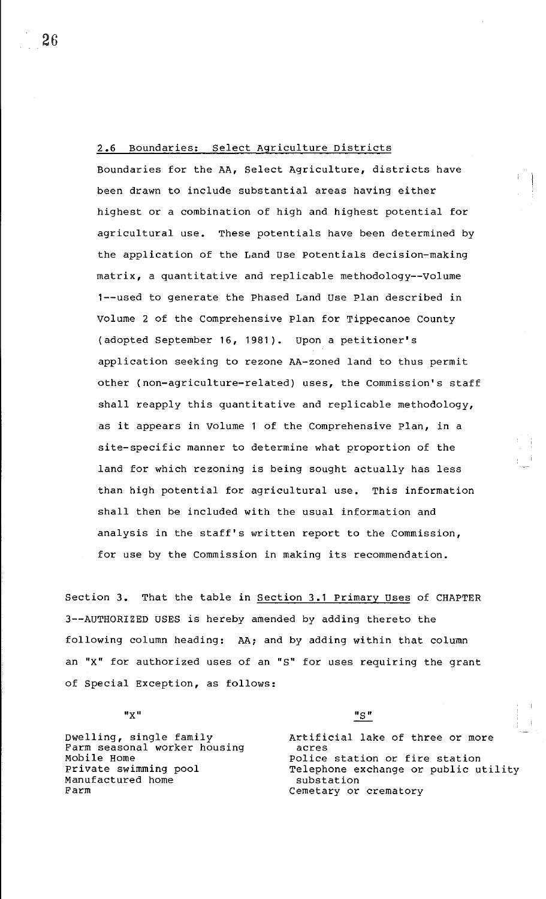### 2.6 Boundaries: Select Agriculture Districts

Boundaries for the AA, Select Agriculture, districts have been drawn to include substantial areas having either highest or a combination of high and highest potential for agricultural use. These potentials have been determined by the application of the Land Use Potentials decision-making matrix, a quantitative and replicable methodology--Volume 1--used to generate the Phased Land Use Plan described in Volume 2 of the Comprehensive Plan for Tippecanoe County (adopted September 16, 1981). Upon a petitioner's application seeking to rezone AA-zoned land to thus permit other (non-agriculture-related) uses, the Commission's staff shall reapply this quantitative and replicable methodology, as it appears in Volume 1 of the Comprehensive Plan, in a site-specific manner to determine what proportion of the land for which rezoning is being sought actually has less than high potential for agricultural use. This information shall then be included with the usual information and analysis in the staff's written report to the Commission, for use by the Commission in making its recommendation.

Section 3. That the table in Section 3.1 Primary Uses of CHAPTER 3--AUTHORIZED USES is hereby amended by adding thereto the following column heading: AA; and by adding within that column an "X" for authorized uses of an "S" for uses requiring the grant of Special Exception, as follows:

| "X" | "S" |
|---|---|
| Dwelling, single family | Artificial lake of three or more acres |
| Farm seasonal worker housing | Police station or fire station |
| Mobile Home | Telephone exchange or public utility substation |
| Private swimming pool | Cemetary or crematory |
| Manufactured home | |
| Farm | |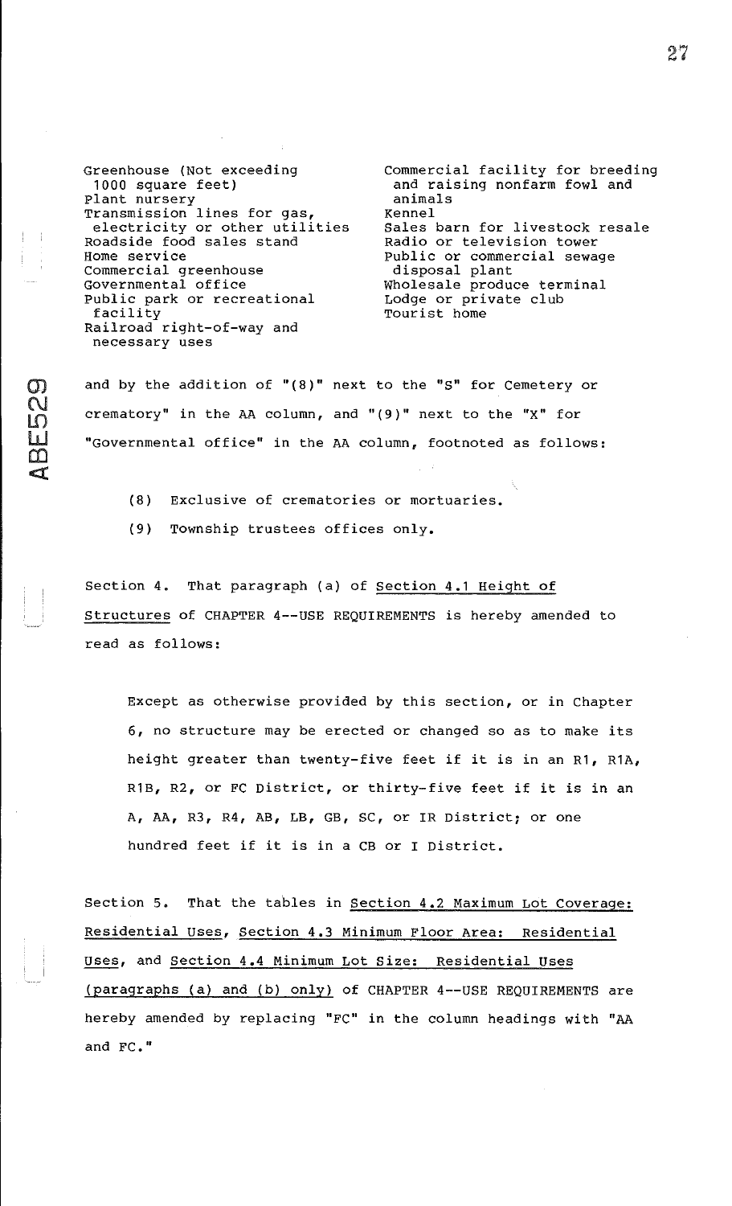Greenhouse (Not exceeding 1000 square feet)
Plant nursery
Transmission lines for gas, electricity or other utilities
Roadside food sales stand
Home service
Commercial greenhouse
Governmental office
Public park or recreational facility
Railroad right-of-way and necessary uses
Commercial facility for breeding and raising nonfarm fowl and animals
Kennel
Sales barn for livestock resale
Radio or television tower
Public or commercial sewage disposal plant
Wholesale produce terminal
Lodge or private club
Tourist home

and by the addition of "(8)" next to the "S" for Cemetery or crematory" in the AA column, and "(9)" next to the "X" for "Governmental office" in the AA column, footnoted as follows:

(8) Exclusive of crematories or mortuaries.

(9) Township trustees offices only.

Section 4. That paragraph (a) of Section 4.1 Height of Structures of CHAPTER 4--USE REQUIREMENTS is hereby amended to read as follows:

> Except as otherwise provided by this section, or in Chapter 6, no structure may be erected or changed so as to make its height greater than twenty-five feet if it is in an R1, R1A, R1B, R2, or FC District, or thirty-five feet if it is in an A, AA, R3, R4, AB, LB, GB, SC, or IR District; or one hundred feet if it is in a CB or I District.

Section 5. That the tables in Section 4.2 Maximum Lot Coverage: Residential Uses, Section 4.3 Minimum Floor Area: Residential Uses, and Section 4.4 Minimum Lot Size: Residential Uses (paragraphs (a) and (b) only) of CHAPTER 4--USE REQUIREMENTS are hereby amended by replacing "FC" in the column headings with "AA and FC."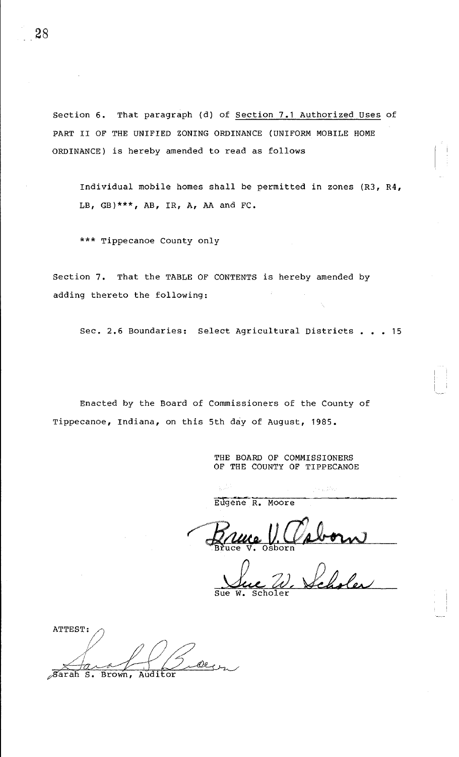Section 6. That paragraph (d) of Section 7.1 Authorized Uses of PART II OF THE UNIFIED ZONING ORDINANCE (UNIFORM MOBILE HOME ORDINANCE) is hereby amended to read as follows

Individual mobile homes shall be permitted in zones (R3, R4, LB, GB)***, AB, IR, A, AA and FC.

*** Tippecanoe County only

Section 7. That the TABLE OF CONTENTS is hereby amended by adding thereto the following:

Sec. 2.6 Boundaries: Select Agricultural Districts . . . 15

Enacted by the Board of Commissioners of the County of Tippecanoe, Indiana, on this 5th day of August, 1985.

THE BOARD OF COMMISSIONERS
OF THE COUNTY OF TIPPECANOE

Eugene R. Moore

Bruce V. Osborn

Sue W. Scholer

ATTEST:

Sarah S. Brown, Auditor